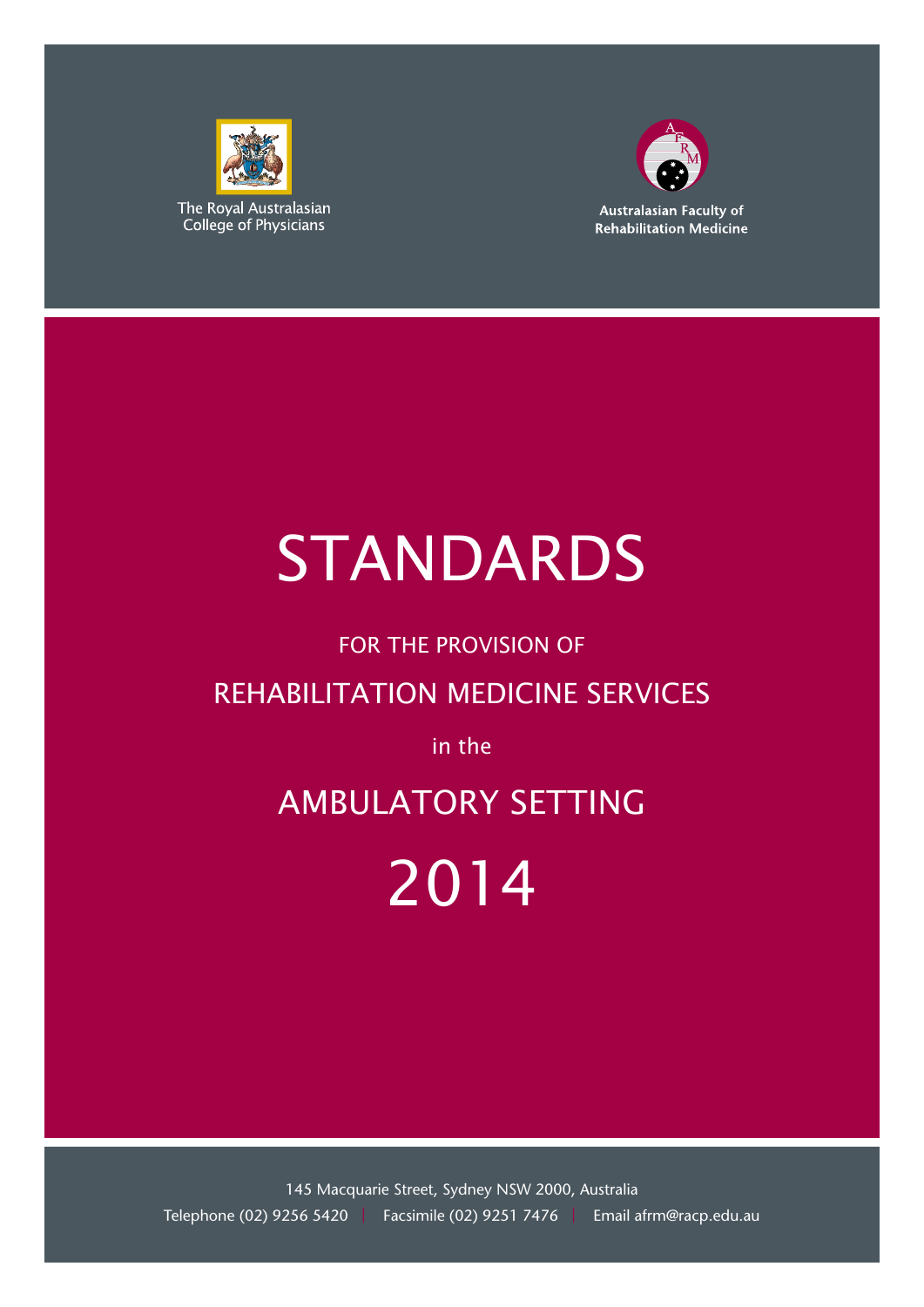The Royal Australasian College of Physicians

Australasian Faculty of Rehabilitation Medicine

# STANDARDS

FOR THE PROVISION OF

REHABILITATION MEDICINE SERVICES

in the

AMBULATORY SETTING

2014

145 Macquarie Street, Sydney NSW 2000, Australia

Telephone (02) 9256 5420 | Facsimile (02) 9251 7476 | Email afrm@racp.edu.au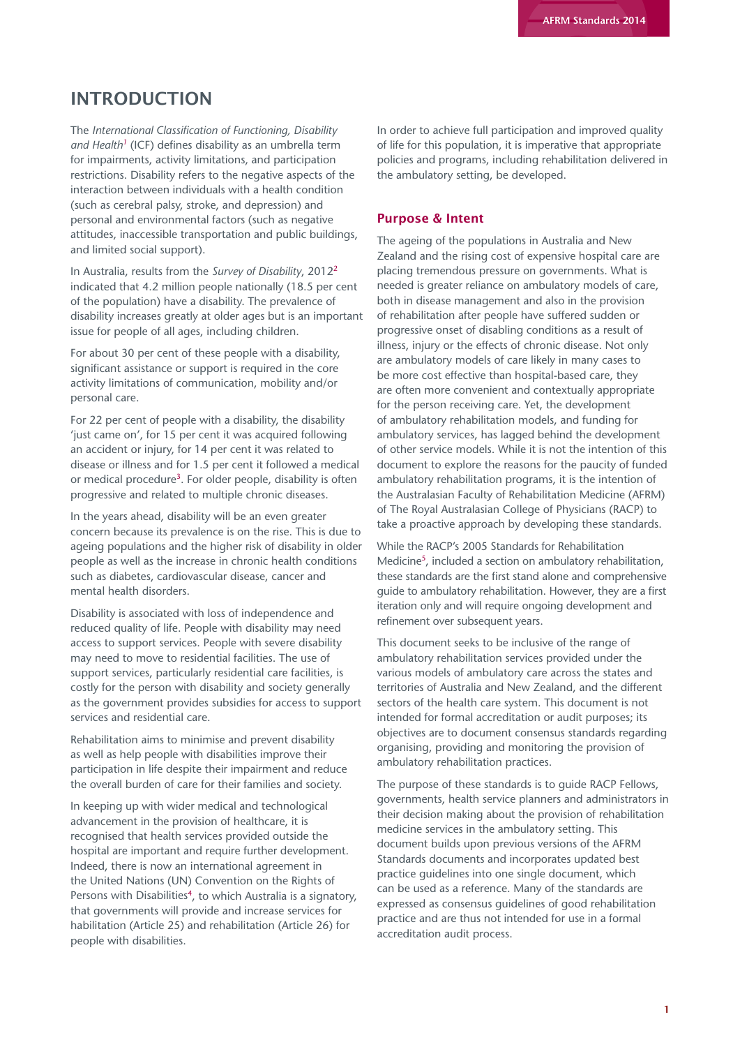# INTRODUCTION

The *International Classification of Functioning, Disability and Health*[1] (ICF) defines disability as an umbrella term for impairments, activity limitations, and participation restrictions. Disability refers to the negative aspects of the interaction between individuals with a health condition (such as cerebral palsy, stroke, and depression) and personal and environmental factors (such as negative attitudes, inaccessible transportation and public buildings, and limited social support).

In Australia, results from the *Survey of Disability*, 2012[2] indicated that 4.2 million people nationally (18.5 per cent of the population) have a disability. The prevalence of disability increases greatly at older ages but is an important issue for people of all ages, including children.

For about 30 per cent of these people with a disability, significant assistance or support is required in the core activity limitations of communication, mobility and/or personal care.

For 22 per cent of people with a disability, the disability 'just came on', for 15 per cent it was acquired following an accident or injury, for 14 per cent it was related to disease or illness and for 1.5 per cent it followed a medical or medical procedure[3]. For older people, disability is often progressive and related to multiple chronic diseases.

In the years ahead, disability will be an even greater concern because its prevalence is on the rise. This is due to ageing populations and the higher risk of disability in older people as well as the increase in chronic health conditions such as diabetes, cardiovascular disease, cancer and mental health disorders.

Disability is associated with loss of independence and reduced quality of life. People with disability may need access to support services. People with severe disability may need to move to residential facilities. The use of support services, particularly residential care facilities, is costly for the person with disability and society generally as the government provides subsidies for access to support services and residential care.

Rehabilitation aims to minimise and prevent disability as well as help people with disabilities improve their participation in life despite their impairment and reduce the overall burden of care for their families and society.

In keeping up with wider medical and technological advancement in the provision of healthcare, it is recognised that health services provided outside the hospital are important and require further development. Indeed, there is now an international agreement in the United Nations (UN) Convention on the Rights of Persons with Disabilities[4], to which Australia is a signatory, that governments will provide and increase services for habilitation (Article 25) and rehabilitation (Article 26) for people with disabilities.

In order to achieve full participation and improved quality of life for this population, it is imperative that appropriate policies and programs, including rehabilitation delivered in the ambulatory setting, be developed.

## Purpose & Intent

The ageing of the populations in Australia and New Zealand and the rising cost of expensive hospital care are placing tremendous pressure on governments. What is needed is greater reliance on ambulatory models of care, both in disease management and also in the provision of rehabilitation after people have suffered sudden or progressive onset of disabling conditions as a result of illness, injury or the effects of chronic disease. Not only are ambulatory models of care likely in many cases to be more cost effective than hospital-based care, they are often more convenient and contextually appropriate for the person receiving care. Yet, the development of ambulatory rehabilitation models, and funding for ambulatory services, has lagged behind the development of other service models. While it is not the intention of this document to explore the reasons for the paucity of funded ambulatory rehabilitation programs, it is the intention of the Australasian Faculty of Rehabilitation Medicine (AFRM) of The Royal Australasian College of Physicians (RACP) to take a proactive approach by developing these standards.

While the RACP's 2005 Standards for Rehabilitation Medicine[5], included a section on ambulatory rehabilitation, these standards are the first stand alone and comprehensive guide to ambulatory rehabilitation. However, they are a first iteration only and will require ongoing development and refinement over subsequent years.

This document seeks to be inclusive of the range of ambulatory rehabilitation services provided under the various models of ambulatory care across the states and territories of Australia and New Zealand, and the different sectors of the health care system. This document is not intended for formal accreditation or audit purposes; its objectives are to document consensus standards regarding organising, providing and monitoring the provision of ambulatory rehabilitation practices.

The purpose of these standards is to guide RACP Fellows, governments, health service planners and administrators in their decision making about the provision of rehabilitation medicine services in the ambulatory setting. This document builds upon previous versions of the AFRM Standards documents and incorporates updated best practice guidelines into one single document, which can be used as a reference. Many of the standards are expressed as consensus guidelines of good rehabilitation practice and are thus not intended for use in a formal accreditation audit process.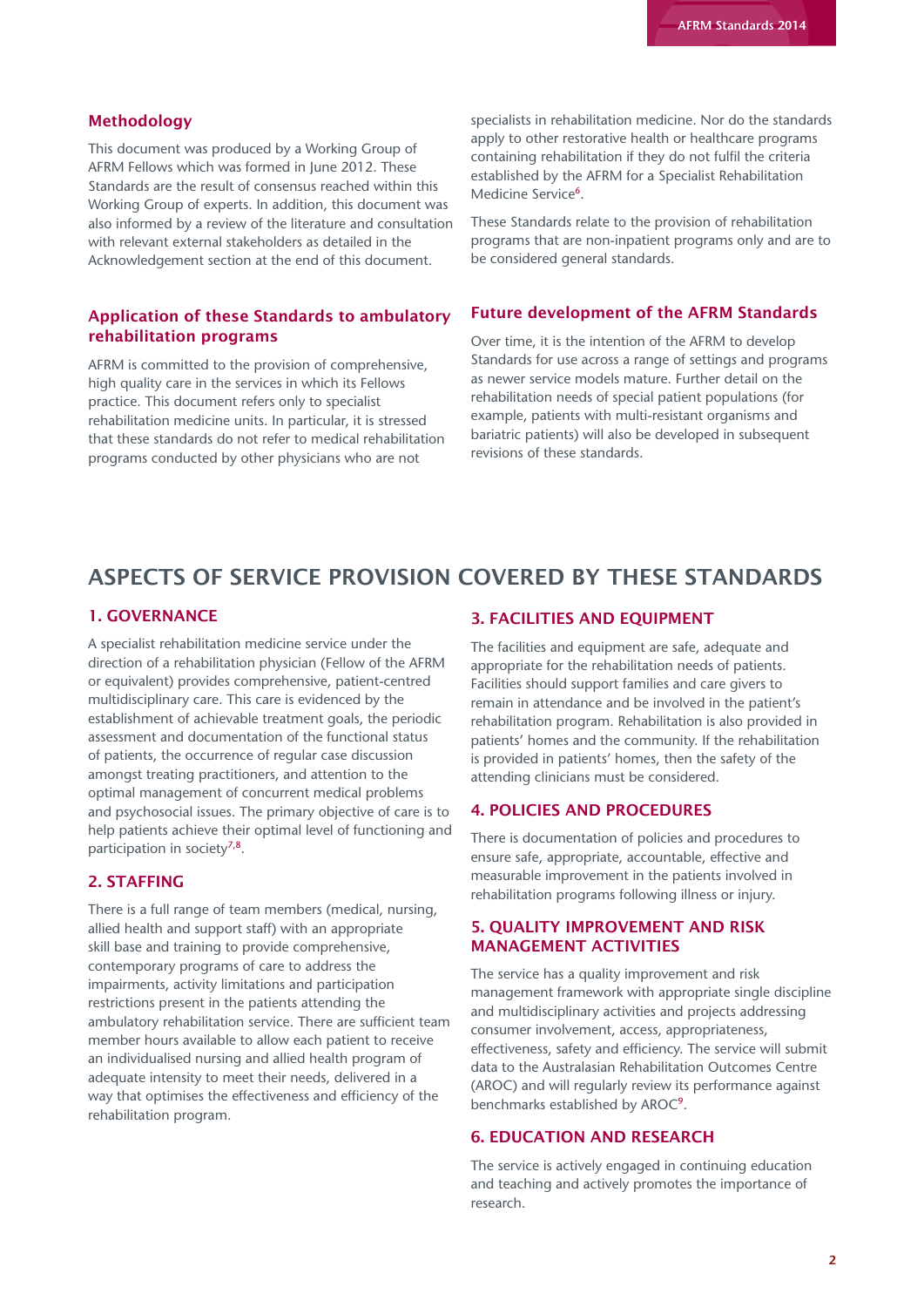## Methodology

This document was produced by a Working Group of AFRM Fellows which was formed in June 2012. These Standards are the result of consensus reached within this Working Group of experts. In addition, this document was also informed by a review of the literature and consultation with relevant external stakeholders as detailed in the Acknowledgement section at the end of this document.

## Application of these Standards to ambulatory rehabilitation programs

AFRM is committed to the provision of comprehensive, high quality care in the services in which its Fellows practice. This document refers only to specialist rehabilitation medicine units. In particular, it is stressed that these standards do not refer to medical rehabilitation programs conducted by other physicians who are not specialists in rehabilitation medicine. Nor do the standards apply to other restorative health or healthcare programs containing rehabilitation if they do not fulfil the criteria established by the AFRM for a Specialist Rehabilitation Medicine Service[6].

These Standards relate to the provision of rehabilitation programs that are non-inpatient programs only and are to be considered general standards.

## Future development of the AFRM Standards

Over time, it is the intention of the AFRM to develop Standards for use across a range of settings and programs as newer service models mature. Further detail on the rehabilitation needs of special patient populations (for example, patients with multi-resistant organisms and bariatric patients) will also be developed in subsequent revisions of these standards.

# ASPECTS OF SERVICE PROVISION COVERED BY THESE STANDARDS

## 1. GOVERNANCE

A specialist rehabilitation medicine service under the direction of a rehabilitation physician (Fellow of the AFRM or equivalent) provides comprehensive, patient-centred multidisciplinary care. This care is evidenced by the establishment of achievable treatment goals, the periodic assessment and documentation of the functional status of patients, the occurrence of regular case discussion amongst treating practitioners, and attention to the optimal management of concurrent medical problems and psychosocial issues. The primary objective of care is to help patients achieve their optimal level of functioning and participation in society[7,8].

## 2. STAFFING

There is a full range of team members (medical, nursing, allied health and support staff) with an appropriate skill base and training to provide comprehensive, contemporary programs of care to address the impairments, activity limitations and participation restrictions present in the patients attending the ambulatory rehabilitation service. There are sufficient team member hours available to allow each patient to receive an individualised nursing and allied health program of adequate intensity to meet their needs, delivered in a way that optimises the effectiveness and efficiency of the rehabilitation program.

## 3. FACILITIES AND EQUIPMENT

The facilities and equipment are safe, adequate and appropriate for the rehabilitation needs of patients. Facilities should support families and care givers to remain in attendance and be involved in the patient's rehabilitation program. Rehabilitation is also provided in patients' homes and the community. If the rehabilitation is provided in patients' homes, then the safety of the attending clinicians must be considered.

## 4. POLICIES AND PROCEDURES

There is documentation of policies and procedures to ensure safe, appropriate, accountable, effective and measurable improvement in the patients involved in rehabilitation programs following illness or injury.

## 5. QUALITY IMPROVEMENT AND RISK MANAGEMENT ACTIVITIES

The service has a quality improvement and risk management framework with appropriate single discipline and multidisciplinary activities and projects addressing consumer involvement, access, appropriateness, effectiveness, safety and efficiency. The service will submit data to the Australasian Rehabilitation Outcomes Centre (AROC) and will regularly review its performance against benchmarks established by AROC[9].

## 6. EDUCATION AND RESEARCH

The service is actively engaged in continuing education and teaching and actively promotes the importance of research.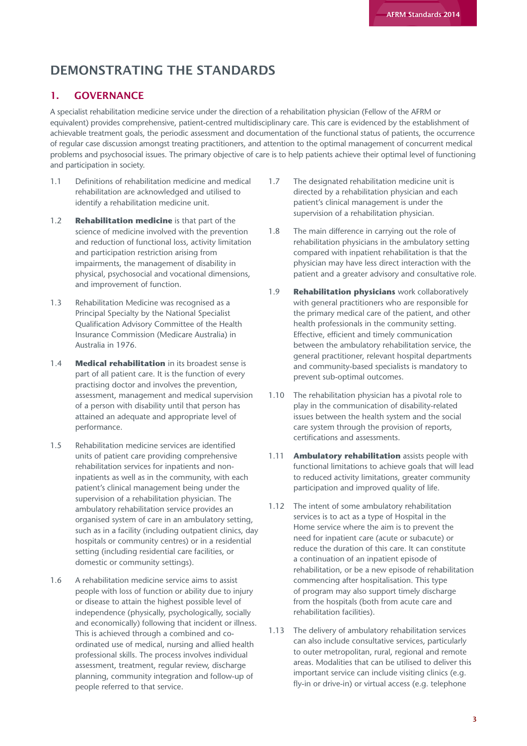# DEMONSTRATING THE STANDARDS

## 1. GOVERNANCE

A specialist rehabilitation medicine service under the direction of a rehabilitation physician (Fellow of the AFRM or equivalent) provides comprehensive, patient-centred multidisciplinary care. This care is evidenced by the establishment of achievable treatment goals, the periodic assessment and documentation of the functional status of patients, the occurrence of regular case discussion amongst treating practitioners, and attention to the optimal management of concurrent medical problems and psychosocial issues. The primary objective of care is to help patients achieve their optimal level of functioning and participation in society.

1.1 Definitions of rehabilitation medicine and medical rehabilitation are acknowledged and utilised to identify a rehabilitation medicine unit.

1.2 **Rehabilitation medicine** is that part of the science of medicine involved with the prevention and reduction of functional loss, activity limitation and participation restriction arising from impairments, the management of disability in physical, psychosocial and vocational dimensions, and improvement of function.

1.3 Rehabilitation Medicine was recognised as a Principal Specialty by the National Specialist Qualification Advisory Committee of the Health Insurance Commission (Medicare Australia) in Australia in 1976.

1.4 **Medical rehabilitation** in its broadest sense is part of all patient care. It is the function of every practising doctor and involves the prevention, assessment, management and medical supervision of a person with disability until that person has attained an adequate and appropriate level of performance.

1.5 Rehabilitation medicine services are identified units of patient care providing comprehensive rehabilitation services for inpatients and non-inpatients as well as in the community, with each patient's clinical management being under the supervision of a rehabilitation physician. The ambulatory rehabilitation service provides an organised system of care in an ambulatory setting, such as in a facility (including outpatient clinics, day hospitals or community centres) or in a residential setting (including residential care facilities, or domestic or community settings).

1.6 A rehabilitation medicine service aims to assist people with loss of function or ability due to injury or disease to attain the highest possible level of independence (physically, psychologically, socially and economically) following that incident or illness. This is achieved through a combined and co-ordinated use of medical, nursing and allied health professional skills. The process involves individual assessment, treatment, regular review, discharge planning, community integration and follow-up of people referred to that service.

1.7 The designated rehabilitation medicine unit is directed by a rehabilitation physician and each patient's clinical management is under the supervision of a rehabilitation physician.

1.8 The main difference in carrying out the role of rehabilitation physicians in the ambulatory setting compared with inpatient rehabilitation is that the physician may have less direct interaction with the patient and a greater advisory and consultative role.

1.9 **Rehabilitation physicians** work collaboratively with general practitioners who are responsible for the primary medical care of the patient, and other health professionals in the community setting. Effective, efficient and timely communication between the ambulatory rehabilitation service, the general practitioner, relevant hospital departments and community-based specialists is mandatory to prevent sub-optimal outcomes.

1.10 The rehabilitation physician has a pivotal role to play in the communication of disability-related issues between the health system and the social care system through the provision of reports, certifications and assessments.

1.11 **Ambulatory rehabilitation** assists people with functional limitations to achieve goals that will lead to reduced activity limitations, greater community participation and improved quality of life.

1.12 The intent of some ambulatory rehabilitation services is to act as a type of Hospital in the Home service where the aim is to prevent the need for inpatient care (acute or subacute) or reduce the duration of this care. It can constitute a continuation of an inpatient episode of rehabilitation, or be a new episode of rehabilitation commencing after hospitalisation. This type of program may also support timely discharge from the hospitals (both from acute care and rehabilitation facilities).

1.13 The delivery of ambulatory rehabilitation services can also include consultative services, particularly to outer metropolitan, rural, regional and remote areas. Modalities that can be utilised to deliver this important service can include visiting clinics (e.g. fly-in or drive-in) or virtual access (e.g. telephone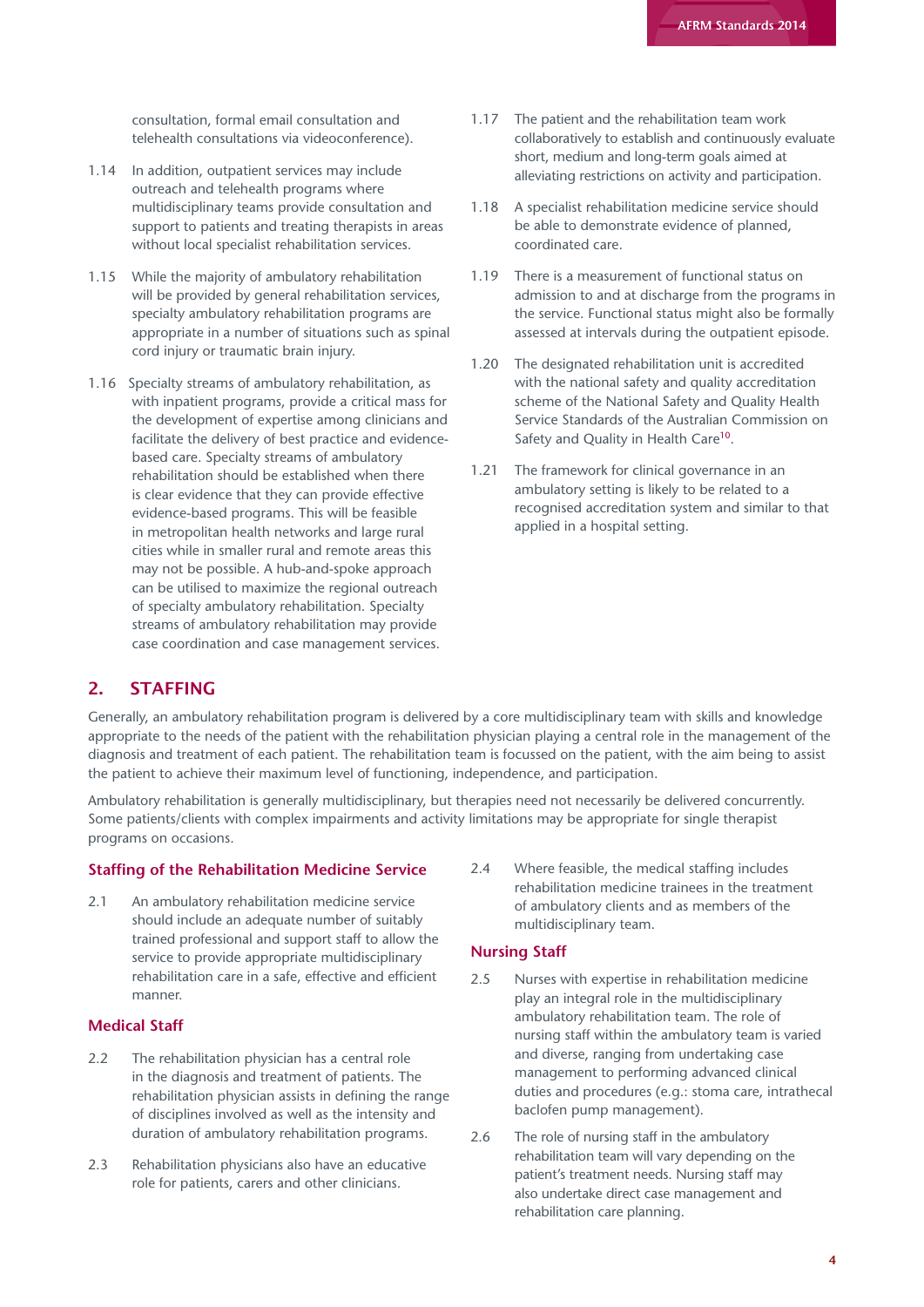consultation, formal email consultation and telehealth consultations via videoconference).

1.14 In addition, outpatient services may include outreach and telehealth programs where multidisciplinary teams provide consultation and support to patients and treating therapists in areas without local specialist rehabilitation services.

1.15 While the majority of ambulatory rehabilitation will be provided by general rehabilitation services, specialty ambulatory rehabilitation programs are appropriate in a number of situations such as spinal cord injury or traumatic brain injury.

1.16 Specialty streams of ambulatory rehabilitation, as with inpatient programs, provide a critical mass for the development of expertise among clinicians and facilitate the delivery of best practice and evidence-based care. Specialty streams of ambulatory rehabilitation should be established when there is clear evidence that they can provide effective evidence-based programs. This will be feasible in metropolitan health networks and large rural cities while in smaller rural and remote areas this may not be possible. A hub-and-spoke approach can be utilised to maximize the regional outreach of specialty ambulatory rehabilitation. Specialty streams of ambulatory rehabilitation may provide case coordination and case management services.

1.17 The patient and the rehabilitation team work collaboratively to establish and continuously evaluate short, medium and long-term goals aimed at alleviating restrictions on activity and participation.

1.18 A specialist rehabilitation medicine service should be able to demonstrate evidence of planned, coordinated care.

1.19 There is a measurement of functional status on admission to and at discharge from the programs in the service. Functional status might also be formally assessed at intervals during the outpatient episode.

1.20 The designated rehabilitation unit is accredited with the national safety and quality accreditation scheme of the National Safety and Quality Health Service Standards of the Australian Commission on Safety and Quality in Health Care[10].

1.21 The framework for clinical governance in an ambulatory setting is likely to be related to a recognised accreditation system and similar to that applied in a hospital setting.

## 2. STAFFING

Generally, an ambulatory rehabilitation program is delivered by a core multidisciplinary team with skills and knowledge appropriate to the needs of the patient with the rehabilitation physician playing a central role in the management of the diagnosis and treatment of each patient. The rehabilitation team is focussed on the patient, with the aim being to assist the patient to achieve their maximum level of functioning, independence, and participation.

Ambulatory rehabilitation is generally multidisciplinary, but therapies need not necessarily be delivered concurrently. Some patients/clients with complex impairments and activity limitations may be appropriate for single therapist programs on occasions.

### Staffing of the Rehabilitation Medicine Service

2.1 An ambulatory rehabilitation medicine service should include an adequate number of suitably trained professional and support staff to allow the service to provide appropriate multidisciplinary rehabilitation care in a safe, effective and efficient manner.

### Medical Staff

2.2 The rehabilitation physician has a central role in the diagnosis and treatment of patients. The rehabilitation physician assists in defining the range of disciplines involved as well as the intensity and duration of ambulatory rehabilitation programs.

2.3 Rehabilitation physicians also have an educative role for patients, carers and other clinicians.

2.4 Where feasible, the medical staffing includes rehabilitation medicine trainees in the treatment of ambulatory clients and as members of the multidisciplinary team.

### Nursing Staff

2.5 Nurses with expertise in rehabilitation medicine play an integral role in the multidisciplinary ambulatory rehabilitation team. The role of nursing staff within the ambulatory team is varied and diverse, ranging from undertaking case management to performing advanced clinical duties and procedures (e.g.: stoma care, intrathecal baclofen pump management).

2.6 The role of nursing staff in the ambulatory rehabilitation team will vary depending on the patient's treatment needs. Nursing staff may also undertake direct case management and rehabilitation care planning.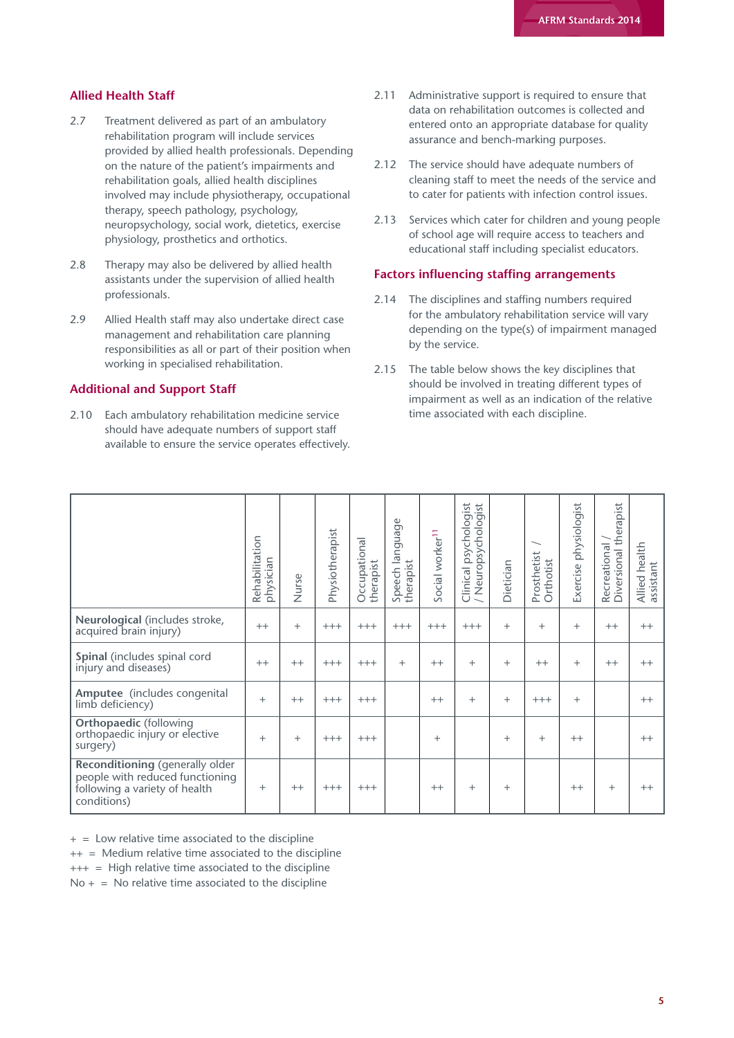## Allied Health Staff

2.7 Treatment delivered as part of an ambulatory rehabilitation program will include services provided by allied health professionals. Depending on the nature of the patient's impairments and rehabilitation goals, allied health disciplines involved may include physiotherapy, occupational therapy, speech pathology, psychology, neuropsychology, social work, dietetics, exercise physiology, prosthetics and orthotics.

2.8 Therapy may also be delivered by allied health assistants under the supervision of allied health professionals.

2.9 Allied Health staff may also undertake direct case management and rehabilitation care planning responsibilities as all or part of their position when working in specialised rehabilitation.

## Additional and Support Staff

2.10 Each ambulatory rehabilitation medicine service should have adequate numbers of support staff available to ensure the service operates effectively.

2.11 Administrative support is required to ensure that data on rehabilitation outcomes is collected and entered onto an appropriate database for quality assurance and bench-marking purposes.

2.12 The service should have adequate numbers of cleaning staff to meet the needs of the service and to cater for patients with infection control issues.

2.13 Services which cater for children and young people of school age will require access to teachers and educational staff including specialist educators.

## Factors influencing staffing arrangements

2.14 The disciplines and staffing numbers required for the ambulatory rehabilitation service will vary depending on the type(s) of impairment managed by the service.

2.15 The table below shows the key disciplines that should be involved in treating different types of impairment as well as an indication of the relative time associated with each discipline.

| | Rehabilitation physician | Nurse | Physiotherapist | Occupational therapist | Speech language therapist | Social worker[11] | Clinical psychologist / Neuropsychologist | Dietician | Prosthetist / Orthotist | Exercise physiologist | Recreational / Diversional therapist | Allied health assistant |
|---|---|---|---|---|---|---|---|---|---|---|---|---|
| **Neurological** (includes stroke, acquired brain injury) | ++ | + | +++ | +++ | +++ | +++ | +++ | + | + | + | ++ | ++ |
| **Spinal** (includes spinal cord injury and diseases) | ++ | ++ | +++ | +++ | + | ++ | + | + | ++ | + | ++ | ++ |
| **Amputee** (includes congenital limb deficiency) | + | ++ | +++ | +++ | | ++ | + | + | +++ | + | | ++ |
| **Orthopaedic** (following orthopaedic injury or elective surgery) | + | + | +++ | +++ | | + | | + | + | ++ | | ++ |
| **Reconditioning** (generally older people with reduced functioning following a variety of health conditions) | + | ++ | +++ | +++ | | ++ | + | + | | ++ | + | ++ |

+ = Low relative time associated to the discipline
++ = Medium relative time associated to the discipline
+++ = High relative time associated to the discipline
No + = No relative time associated to the discipline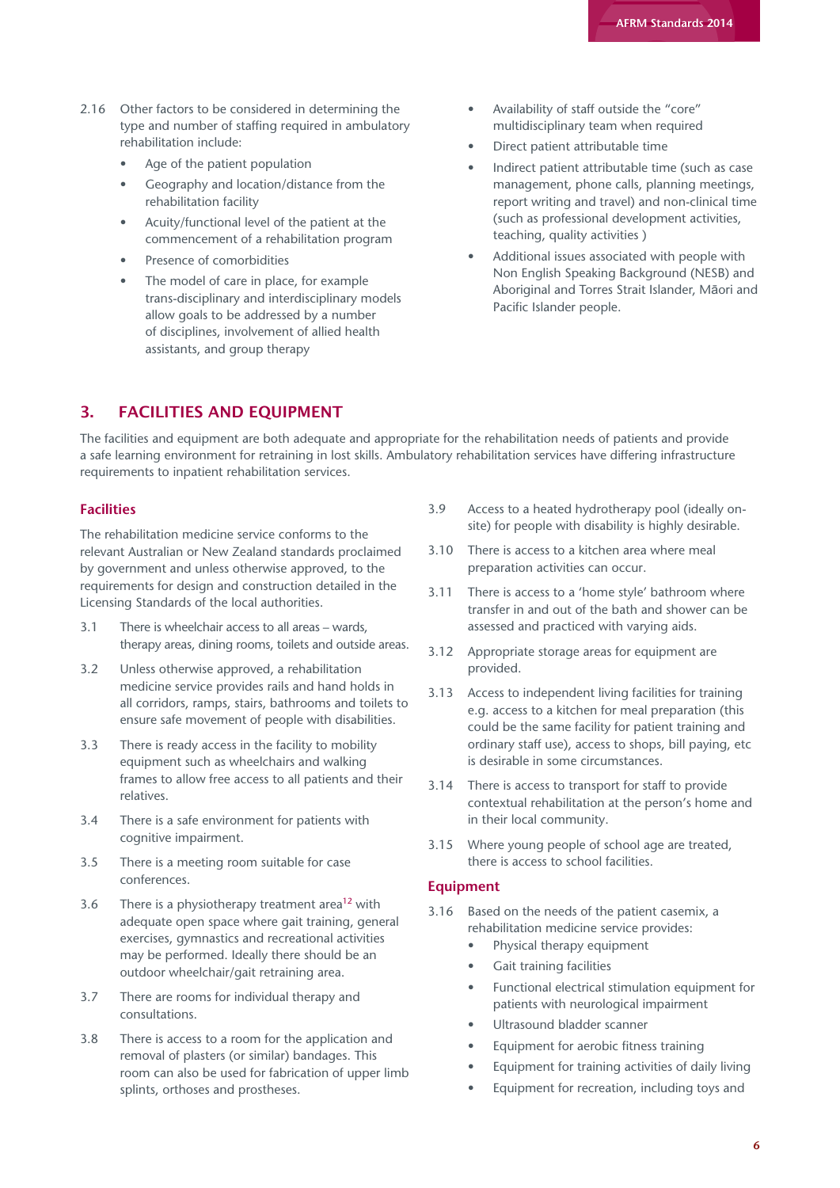2.16 Other factors to be considered in determining the type and number of staffing required in ambulatory rehabilitation include:

- Age of the patient population
- Geography and location/distance from the rehabilitation facility
- Acuity/functional level of the patient at the commencement of a rehabilitation program
- Presence of comorbidities
- The model of care in place, for example trans-disciplinary and interdisciplinary models allow goals to be addressed by a number of disciplines, involvement of allied health assistants, and group therapy
- Availability of staff outside the "core" multidisciplinary team when required
- Direct patient attributable time
- Indirect patient attributable time (such as case management, phone calls, planning meetings, report writing and travel) and non-clinical time (such as professional development activities, teaching, quality activities )
- Additional issues associated with people with Non English Speaking Background (NESB) and Aboriginal and Torres Strait Islander, Māori and Pacific Islander people.

## 3. FACILITIES AND EQUIPMENT

The facilities and equipment are both adequate and appropriate for the rehabilitation needs of patients and provide a safe learning environment for retraining in lost skills. Ambulatory rehabilitation services have differing infrastructure requirements to inpatient rehabilitation services.

### Facilities

The rehabilitation medicine service conforms to the relevant Australian or New Zealand standards proclaimed by government and unless otherwise approved, to the requirements for design and construction detailed in the Licensing Standards of the local authorities.

3.1 There is wheelchair access to all areas – wards, therapy areas, dining rooms, toilets and outside areas.

3.2 Unless otherwise approved, a rehabilitation medicine service provides rails and hand holds in all corridors, ramps, stairs, bathrooms and toilets to ensure safe movement of people with disabilities.

3.3 There is ready access in the facility to mobility equipment such as wheelchairs and walking frames to allow free access to all patients and their relatives.

3.4 There is a safe environment for patients with cognitive impairment.

3.5 There is a meeting room suitable for case conferences.

3.6 There is a physiotherapy treatment area[12] with adequate open space where gait training, general exercises, gymnastics and recreational activities may be performed. Ideally there should be an outdoor wheelchair/gait retraining area.

3.7 There are rooms for individual therapy and consultations.

3.8 There is access to a room for the application and removal of plasters (or similar) bandages. This room can also be used for fabrication of upper limb splints, orthoses and prostheses.

3.9 Access to a heated hydrotherapy pool (ideally on-site) for people with disability is highly desirable.

3.10 There is access to a kitchen area where meal preparation activities can occur.

3.11 There is access to a 'home style' bathroom where transfer in and out of the bath and shower can be assessed and practiced with varying aids.

3.12 Appropriate storage areas for equipment are provided.

3.13 Access to independent living facilities for training e.g. access to a kitchen for meal preparation (this could be the same facility for patient training and ordinary staff use), access to shops, bill paying, etc is desirable in some circumstances.

3.14 There is access to transport for staff to provide contextual rehabilitation at the person's home and in their local community.

3.15 Where young people of school age are treated, there is access to school facilities.

### Equipment

3.16 Based on the needs of the patient casemix, a rehabilitation medicine service provides:

- Physical therapy equipment
- Gait training facilities
- Functional electrical stimulation equipment for patients with neurological impairment
- Ultrasound bladder scanner
- Equipment for aerobic fitness training
- Equipment for training activities of daily living
- Equipment for recreation, including toys and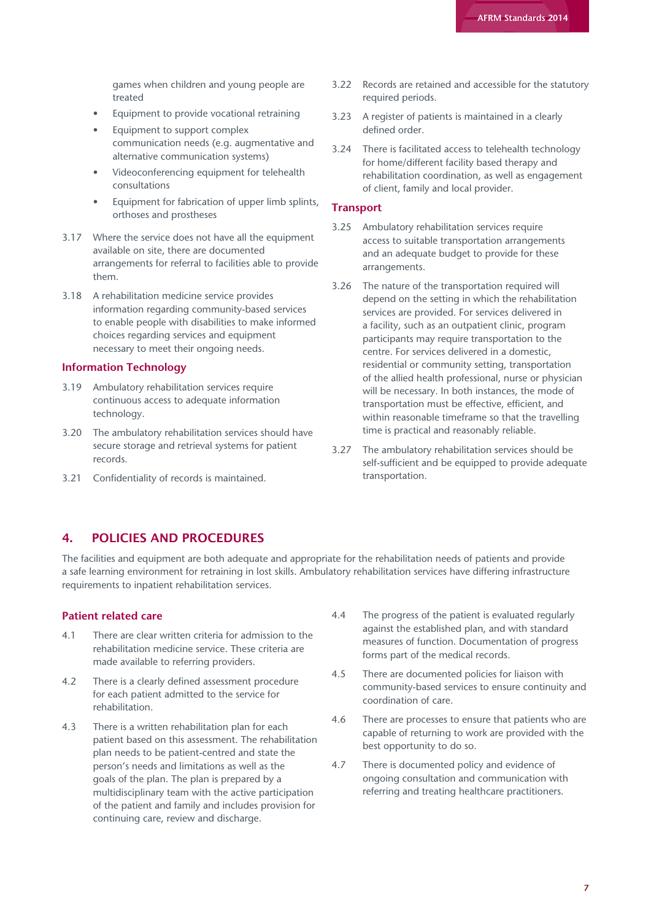games when children and young people are treated

- Equipment to provide vocational retraining
- Equipment to support complex communication needs (e.g. augmentative and alternative communication systems)
- Videoconferencing equipment for telehealth consultations
- Equipment for fabrication of upper limb splints, orthoses and prostheses

3.17 Where the service does not have all the equipment available on site, there are documented arrangements for referral to facilities able to provide them.

3.18 A rehabilitation medicine service provides information regarding community-based services to enable people with disabilities to make informed choices regarding services and equipment necessary to meet their ongoing needs.

### Information Technology

3.19 Ambulatory rehabilitation services require continuous access to adequate information technology.

3.20 The ambulatory rehabilitation services should have secure storage and retrieval systems for patient records.

3.21 Confidentiality of records is maintained.

3.22 Records are retained and accessible for the statutory required periods.

3.23 A register of patients is maintained in a clearly defined order.

3.24 There is facilitated access to telehealth technology for home/different facility based therapy and rehabilitation coordination, as well as engagement of client, family and local provider.

### Transport

3.25 Ambulatory rehabilitation services require access to suitable transportation arrangements and an adequate budget to provide for these arrangements.

3.26 The nature of the transportation required will depend on the setting in which the rehabilitation services are provided. For services delivered in a facility, such as an outpatient clinic, program participants may require transportation to the centre. For services delivered in a domestic, residential or community setting, transportation of the allied health professional, nurse or physician will be necessary. In both instances, the mode of transportation must be effective, efficient, and within reasonable timeframe so that the travelling time is practical and reasonably reliable.

3.27 The ambulatory rehabilitation services should be self-sufficient and be equipped to provide adequate transportation.

## 4. POLICIES AND PROCEDURES

The facilities and equipment are both adequate and appropriate for the rehabilitation needs of patients and provide a safe learning environment for retraining in lost skills. Ambulatory rehabilitation services have differing infrastructure requirements to inpatient rehabilitation services.

### Patient related care

4.1 There are clear written criteria for admission to the rehabilitation medicine service. These criteria are made available to referring providers.

4.2 There is a clearly defined assessment procedure for each patient admitted to the service for rehabilitation.

4.3 There is a written rehabilitation plan for each patient based on this assessment. The rehabilitation plan needs to be patient-centred and state the person's needs and limitations as well as the goals of the plan. The plan is prepared by a multidisciplinary team with the active participation of the patient and family and includes provision for continuing care, review and discharge.

4.4 The progress of the patient is evaluated regularly against the established plan, and with standard measures of function. Documentation of progress forms part of the medical records.

4.5 There are documented policies for liaison with community-based services to ensure continuity and coordination of care.

4.6 There are processes to ensure that patients who are capable of returning to work are provided with the best opportunity to do so.

4.7 There is documented policy and evidence of ongoing consultation and communication with referring and treating healthcare practitioners.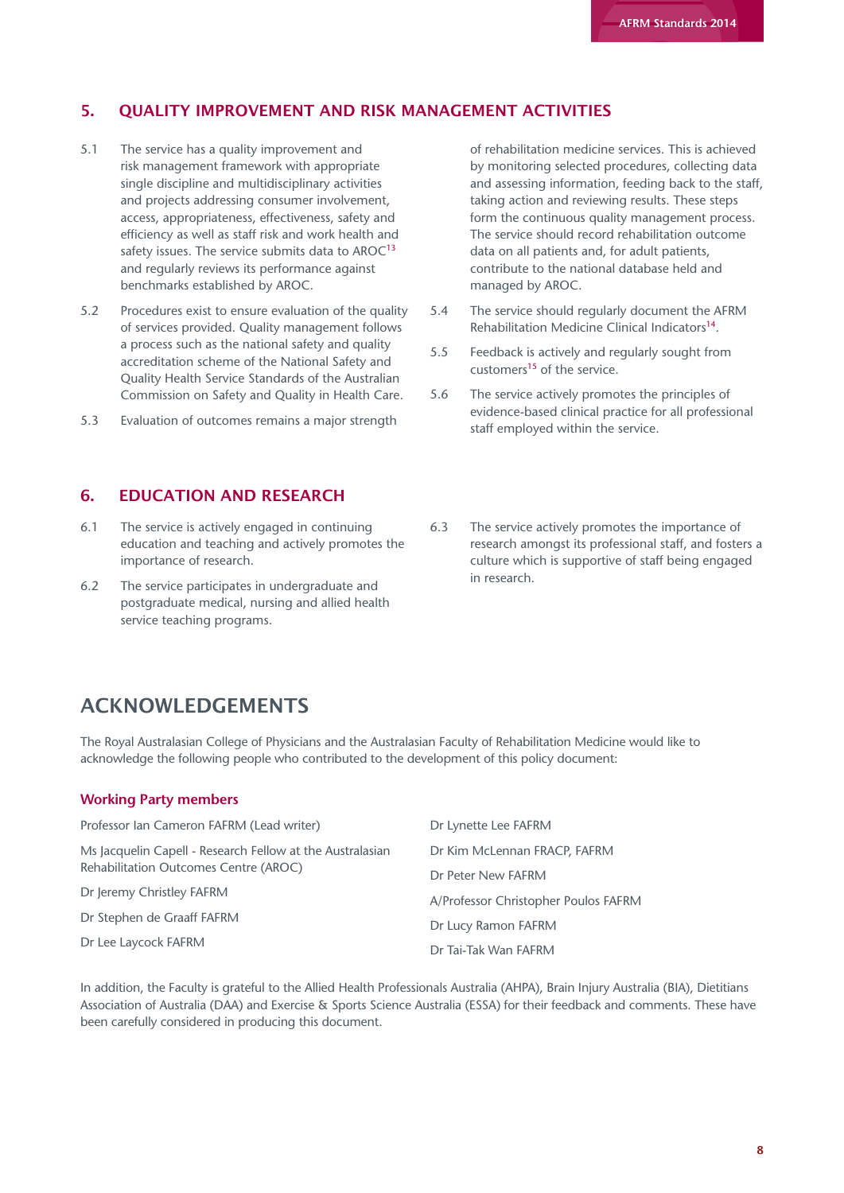## 5. QUALITY IMPROVEMENT AND RISK MANAGEMENT ACTIVITIES

5.1 The service has a quality improvement and risk management framework with appropriate single discipline and multidisciplinary activities and projects addressing consumer involvement, access, appropriateness, effectiveness, safety and efficiency as well as staff risk and work health and safety issues. The service submits data to AROC[13] and regularly reviews its performance against benchmarks established by AROC.

5.2 Procedures exist to ensure evaluation of the quality of services provided. Quality management follows a process such as the national safety and quality accreditation scheme of the National Safety and Quality Health Service Standards of the Australian Commission on Safety and Quality in Health Care.

5.3 Evaluation of outcomes remains a major strength of rehabilitation medicine services. This is achieved by monitoring selected procedures, collecting data and assessing information, feeding back to the staff, taking action and reviewing results. These steps form the continuous quality management process. The service should record rehabilitation outcome data on all patients and, for adult patients, contribute to the national database held and managed by AROC.

5.4 The service should regularly document the AFRM Rehabilitation Medicine Clinical Indicators[14].

5.5 Feedback is actively and regularly sought from customers[15] of the service.

5.6 The service actively promotes the principles of evidence-based clinical practice for all professional staff employed within the service.

## 6. EDUCATION AND RESEARCH

6.1 The service is actively engaged in continuing education and teaching and actively promotes the importance of research.

6.2 The service participates in undergraduate and postgraduate medical, nursing and allied health service teaching programs.

6.3 The service actively promotes the importance of research amongst its professional staff, and fosters a culture which is supportive of staff being engaged in research.

# ACKNOWLEDGEMENTS

The Royal Australasian College of Physicians and the Australasian Faculty of Rehabilitation Medicine would like to acknowledge the following people who contributed to the development of this policy document:

### Working Party members

Professor Ian Cameron FAFRM (Lead writer)

Ms Jacquelin Capell - Research Fellow at the Australasian Rehabilitation Outcomes Centre (AROC)

Dr Jeremy Christley FAFRM

Dr Stephen de Graaff FAFRM

Dr Lee Laycock FAFRM

Dr Lynette Lee FAFRM

Dr Kim McLennan FRACP, FAFRM

Dr Peter New FAFRM

A/Professor Christopher Poulos FAFRM

Dr Lucy Ramon FAFRM

Dr Tai-Tak Wan FAFRM

In addition, the Faculty is grateful to the Allied Health Professionals Australia (AHPA), Brain Injury Australia (BIA), Dietitians Association of Australia (DAA) and Exercise & Sports Science Australia (ESSA) for their feedback and comments. These have been carefully considered in producing this document.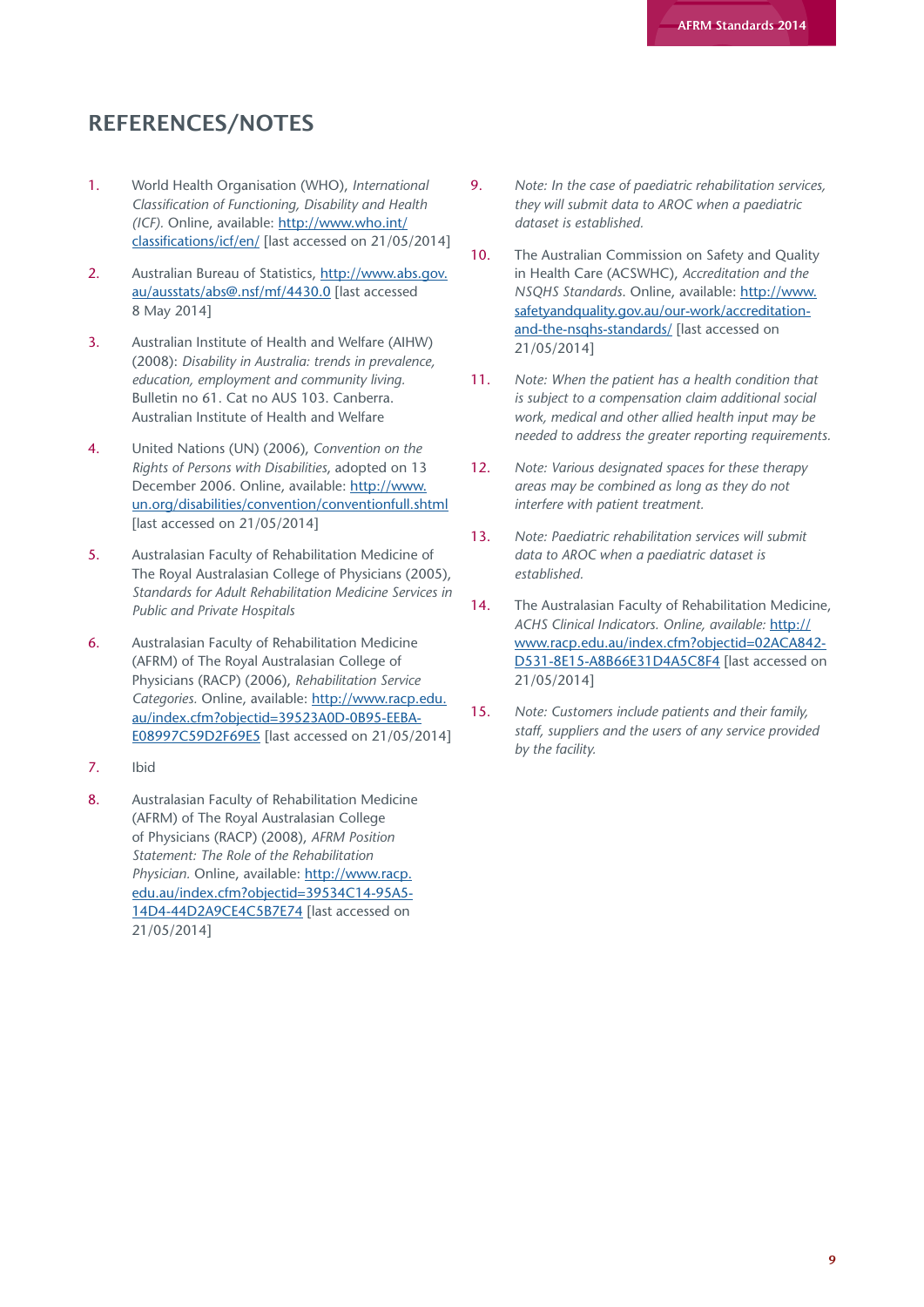## REFERENCES/NOTES

1. World Health Organisation (WHO), *International Classification of Functioning, Disability and Health (ICF).* Online, available: http://www.who.int/classifications/icf/en/ [last accessed on 21/05/2014]

2. Australian Bureau of Statistics, http://www.abs.gov.au/ausstats/abs@.nsf/mf/4430.0 [last accessed 8 May 2014]

3. Australian Institute of Health and Welfare (AIHW) (2008): *Disability in Australia: trends in prevalence, education, employment and community living.* Bulletin no 61. Cat no AUS 103. Canberra. Australian Institute of Health and Welfare

4. United Nations (UN) (2006), *Convention on the Rights of Persons with Disabilities*, adopted on 13 December 2006. Online, available: http://www.un.org/disabilities/convention/conventionfull.shtml [last accessed on 21/05/2014]

5. Australasian Faculty of Rehabilitation Medicine of The Royal Australasian College of Physicians (2005), *Standards for Adult Rehabilitation Medicine Services in Public and Private Hospitals*

6. Australasian Faculty of Rehabilitation Medicine (AFRM) of The Royal Australasian College of Physicians (RACP) (2006), *Rehabilitation Service Categories.* Online, available: http://www.racp.edu.au/index.cfm?objectid=39523A0D-0B95-EEBA-E08997C59D2F69E5 [last accessed on 21/05/2014]

7. Ibid

8. Australasian Faculty of Rehabilitation Medicine (AFRM) of The Royal Australasian College of Physicians (RACP) (2008), *AFRM Position Statement: The Role of the Rehabilitation Physician.* Online, available: http://www.racp.edu.au/index.cfm?objectid=39534C14-95A5-14D4-44D2A9CE4C5B7E74 [last accessed on 21/05/2014]

9. *Note: In the case of paediatric rehabilitation services, they will submit data to AROC when a paediatric dataset is established.*

10. The Australian Commission on Safety and Quality in Health Care (ACSWHC), *Accreditation and the NSQHS Standards.* Online, available: http://www.safetyandquality.gov.au/our-work/accreditation-and-the-nsqhs-standards/ [last accessed on 21/05/2014]

11. *Note: When the patient has a health condition that is subject to a compensation claim additional social work, medical and other allied health input may be needed to address the greater reporting requirements.*

12. *Note: Various designated spaces for these therapy areas may be combined as long as they do not interfere with patient treatment.*

13. *Note: Paediatric rehabilitation services will submit data to AROC when a paediatric dataset is established.*

14. The Australasian Faculty of Rehabilitation Medicine, *ACHS Clinical Indicators. Online, available:* http://www.racp.edu.au/index.cfm?objectid=02ACA842-D531-8E15-A8B66E31D4A5C8F4 [last accessed on 21/05/2014]

15. *Note: Customers include patients and their family, staff, suppliers and the users of any service provided by the facility.*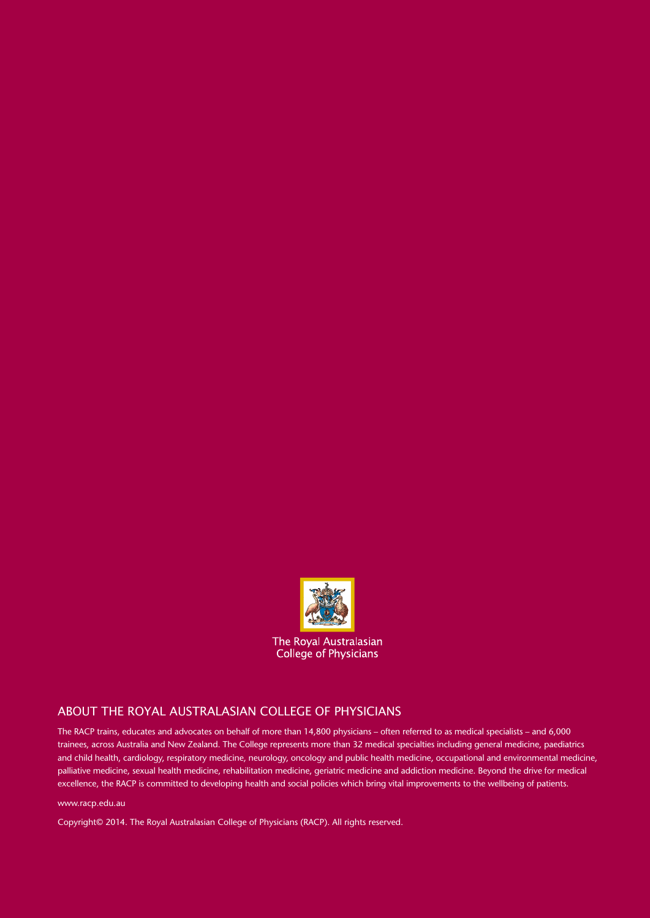The Royal Australasian College of Physicians

## ABOUT THE ROYAL AUSTRALASIAN COLLEGE OF PHYSICIANS

The RACP trains, educates and advocates on behalf of more than 14,800 physicians – often referred to as medical specialists – and 6,000 trainees, across Australia and New Zealand. The College represents more than 32 medical specialties including general medicine, paediatrics and child health, cardiology, respiratory medicine, neurology, oncology and public health medicine, occupational and environmental medicine, palliative medicine, sexual health medicine, rehabilitation medicine, geriatric medicine and addiction medicine. Beyond the drive for medical excellence, the RACP is committed to developing health and social policies which bring vital improvements to the wellbeing of patients.

www.racp.edu.au

Copyright© 2014. The Royal Australasian College of Physicians (RACP). All rights reserved.